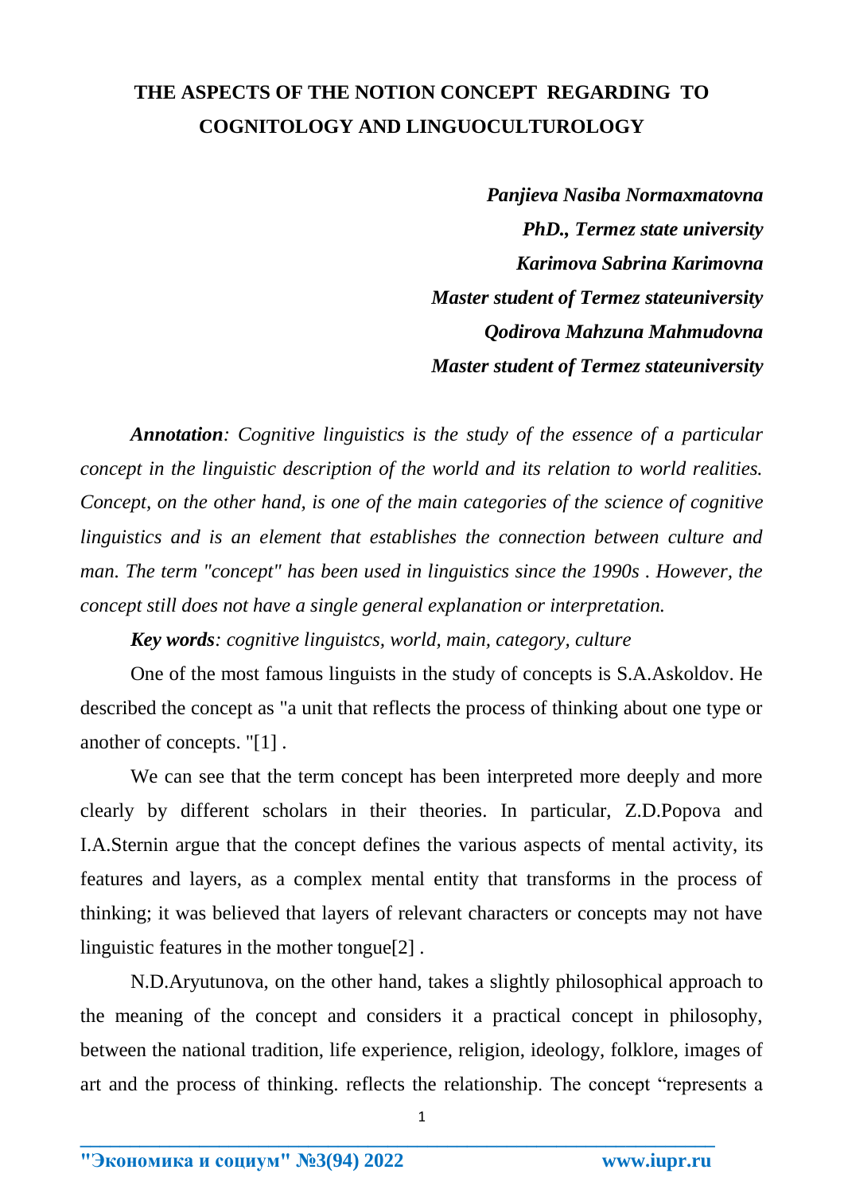# THE ASPECTS OF THE NOTION CONCEPT REGARDING TO COGNITOLOGY AND LINGUOCULTUROLOGY

***Panjieva Nasiba Normaxmatovna***
***PhD., Termez state university***
***Karimova Sabrina Karimovna***
***Master student of Termez stateuniversity***
***Qodirova Mahzuna Mahmudovna***
***Master student of Termez stateuniversity***

***Annotation****: Cognitive linguistics is the study of the essence of a particular concept in the linguistic description of the world and its relation to world realities. Concept, on the other hand, is one of the main categories of the science of cognitive linguistics and is an element that establishes the connection between culture and man. The term "concept" has been used in linguistics since the 1990s . However, the concept still does not have a single general explanation or interpretation.*

***Key words****: cognitive linguistcs, world, main, category, culture*

One of the most famous linguists in the study of concepts is S.A.Askoldov. He described the concept as "a unit that reflects the process of thinking about one type or another of concepts. "[1] .

We can see that the term concept has been interpreted more deeply and more clearly by different scholars in their theories. In particular, Z.D.Popova and I.A.Sternin argue that the concept defines the various aspects of mental activity, its features and layers, as a complex mental entity that transforms in the process of thinking; it was believed that layers of relevant characters or concepts may not have linguistic features in the mother tongue[2] .

N.D.Aryutunova, on the other hand, takes a slightly philosophical approach to the meaning of the concept and considers it a practical concept in philosophy, between the national tradition, life experience, religion, ideology, folklore, images of art and the process of thinking. reflects the relationship. The concept "represents a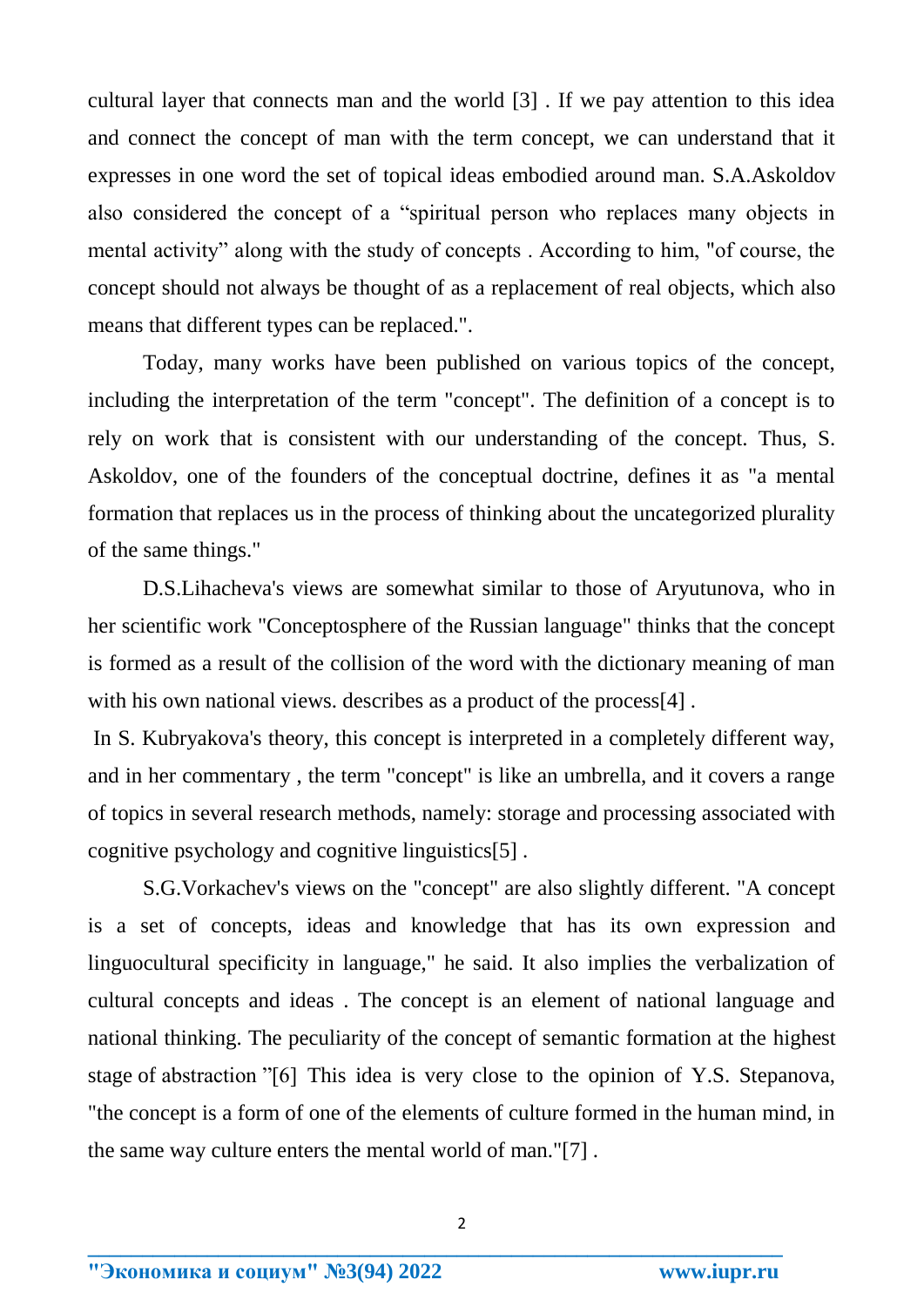cultural layer that connects man and the world [3] . If we pay attention to this idea and connect the concept of man with the term concept, we can understand that it expresses in one word the set of topical ideas embodied around man. S.A.Askoldov also considered the concept of a “spiritual person who replaces many objects in mental activity” along with the study of concepts . According to him, "of course, the concept should not always be thought of as a replacement of real objects, which also means that different types can be replaced.".

Today, many works have been published on various topics of the concept, including the interpretation of the term "concept". The definition of a concept is to rely on work that is consistent with our understanding of the concept. Thus, S. Askoldov, one of the founders of the conceptual doctrine, defines it as "a mental formation that replaces us in the process of thinking about the uncategorized plurality of the same things."

D.S.Lihacheva's views are somewhat similar to those of Aryutunova, who in her scientific work "Conceptosphere of the Russian language" thinks that the concept is formed as a result of the collision of the word with the dictionary meaning of man with his own national views. describes as a product of the process[4] .

In S. Kubryakova's theory, this concept is interpreted in a completely different way, and in her commentary , the term "concept" is like an umbrella, and it covers a range of topics in several research methods, namely: storage and processing associated with cognitive psychology and cognitive linguistics[5] .

S.G.Vorkachev's views on the "concept" are also slightly different. "A concept is a set of concepts, ideas and knowledge that has its own expression and linguocultural specificity in language," he said. It also implies the verbalization of cultural concepts and ideas . The concept is an element of national language and national thinking. The peculiarity of the concept of semantic formation at the highest stage of abstraction ”[6] This idea is very close to the opinion of Y.S. Stepanova, "the concept is a form of one of the elements of culture formed in the human mind, in the same way culture enters the mental world of man."[7] .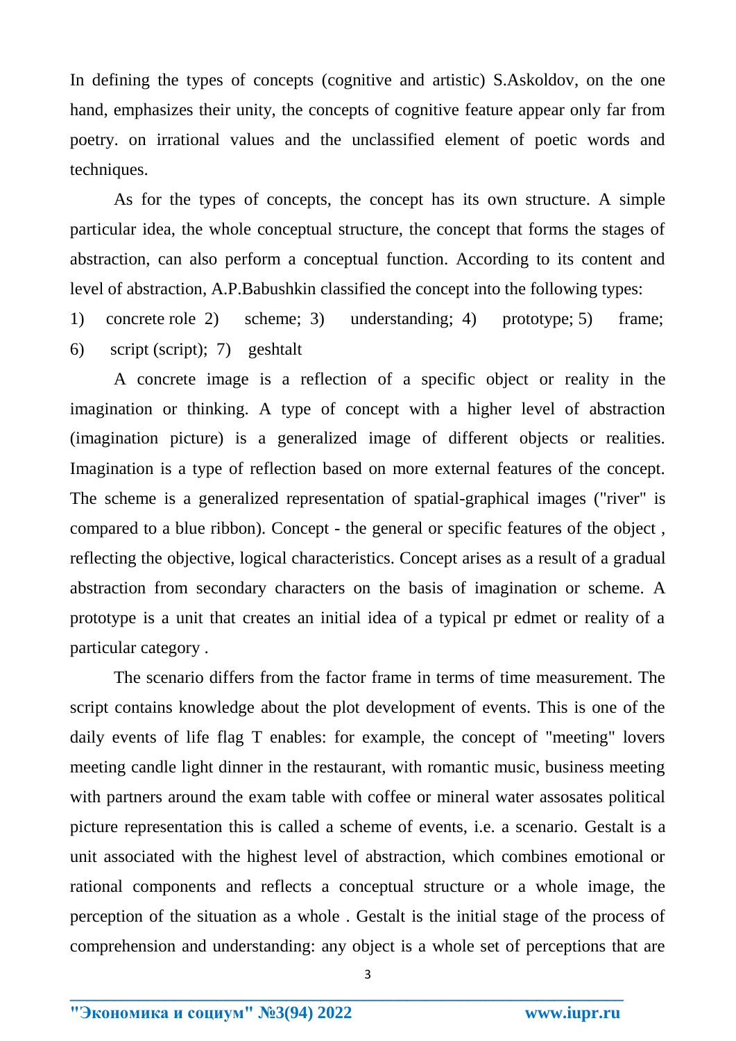In defining the types of concepts (cognitive and artistic) S.Askoldov, on the one hand, emphasizes their unity, the concepts of cognitive feature appear only far from poetry. on irrational values and the unclassified element of poetic words and techniques.

As for the types of concepts, the concept has its own structure. A simple particular idea, the whole conceptual structure, the concept that forms the stages of abstraction, can also perform a conceptual function. According to its content and level of abstraction, A.P.Babushkin classified the concept into the following types:

1) concrete role 2) scheme; 3) understanding; 4) prototype; 5) frame; 6) script (script); 7) geshtalt

A concrete image is a reflection of a specific object or reality in the imagination or thinking. A type of concept with a higher level of abstraction (imagination picture) is a generalized image of different objects or realities. Imagination is a type of reflection based on more external features of the concept. The scheme is a generalized representation of spatial-graphical images ("river" is compared to a blue ribbon). Concept - the general or specific features of the object , reflecting the objective, logical characteristics. Concept arises as a result of a gradual abstraction from secondary characters on the basis of imagination or scheme. A prototype is a unit that creates an initial idea of a typical pr edmet or reality of a particular category .

The scenario differs from the factor frame in terms of time measurement. The script contains knowledge about the plot development of events. This is one of the daily events of life flag T enables: for example, the concept of "meeting" lovers meeting candle light dinner in the restaurant, with romantic music, business meeting with partners around the exam table with coffee or mineral water assosates political picture representation this is called a scheme of events, i.e. a scenario. Gestalt is a unit associated with the highest level of abstraction, which combines emotional or rational components and reflects a conceptual structure or a whole image, the perception of the situation as a whole . Gestalt is the initial stage of the process of comprehension and understanding: any object is a whole set of perceptions that are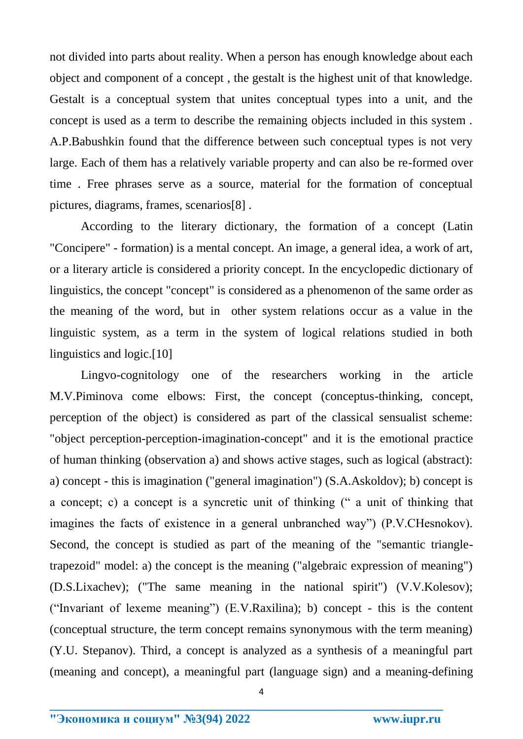not divided into parts about reality. When a person has enough knowledge about each object and component of a concept , the gestalt is the highest unit of that knowledge. Gestalt is a conceptual system that unites conceptual types into a unit, and the concept is used as a term to describe the remaining objects included in this system . A.P.Babushkin found that the difference between such conceptual types is not very large. Each of them has a relatively variable property and can also be re-formed over time . Free phrases serve as a source, material for the formation of conceptual pictures, diagrams, frames, scenarios[8] .

According to the literary dictionary, the formation of a concept (Latin "Concipere" - formation) is a mental concept. An image, a general idea, a work of art, or a literary article is considered a priority concept. In the encyclopedic dictionary of linguistics, the concept "concept" is considered as a phenomenon of the same order as the meaning of the word, but in other system relations occur as a value in the linguistic system, as a term in the system of logical relations studied in both linguistics and logic.[10]

Lingvo-cognitology one of the researchers working in the article M.V.Piminova come elbows: First, the concept (conceptus-thinking, concept, perception of the object) is considered as part of the classical sensualist scheme: "object perception-perception-imagination-concept" and it is the emotional practice of human thinking (observation a) and shows active stages, such as logical (abstract): a) concept - this is imagination ("general imagination") (S.A.Askoldov); b) concept is a concept; c) a concept is a syncretic unit of thinking (" a unit of thinking that imagines the facts of existence in a general unbranched way") (P.V.CHesnokov). Second, the concept is studied as part of the meaning of the "semantic triangle-trapezoid" model: a) the concept is the meaning ("algebraic expression of meaning") (D.S.Lixachev); ("The same meaning in the national spirit") (V.V.Kolesov); ("Invariant of lexeme meaning") (E.V.Raxilina); b) concept - this is the content (conceptual structure, the term concept remains synonymous with the term meaning) (Y.U. Stepanov). Third, a concept is analyzed as a synthesis of a meaningful part (meaning and concept), a meaningful part (language sign) and a meaning-defining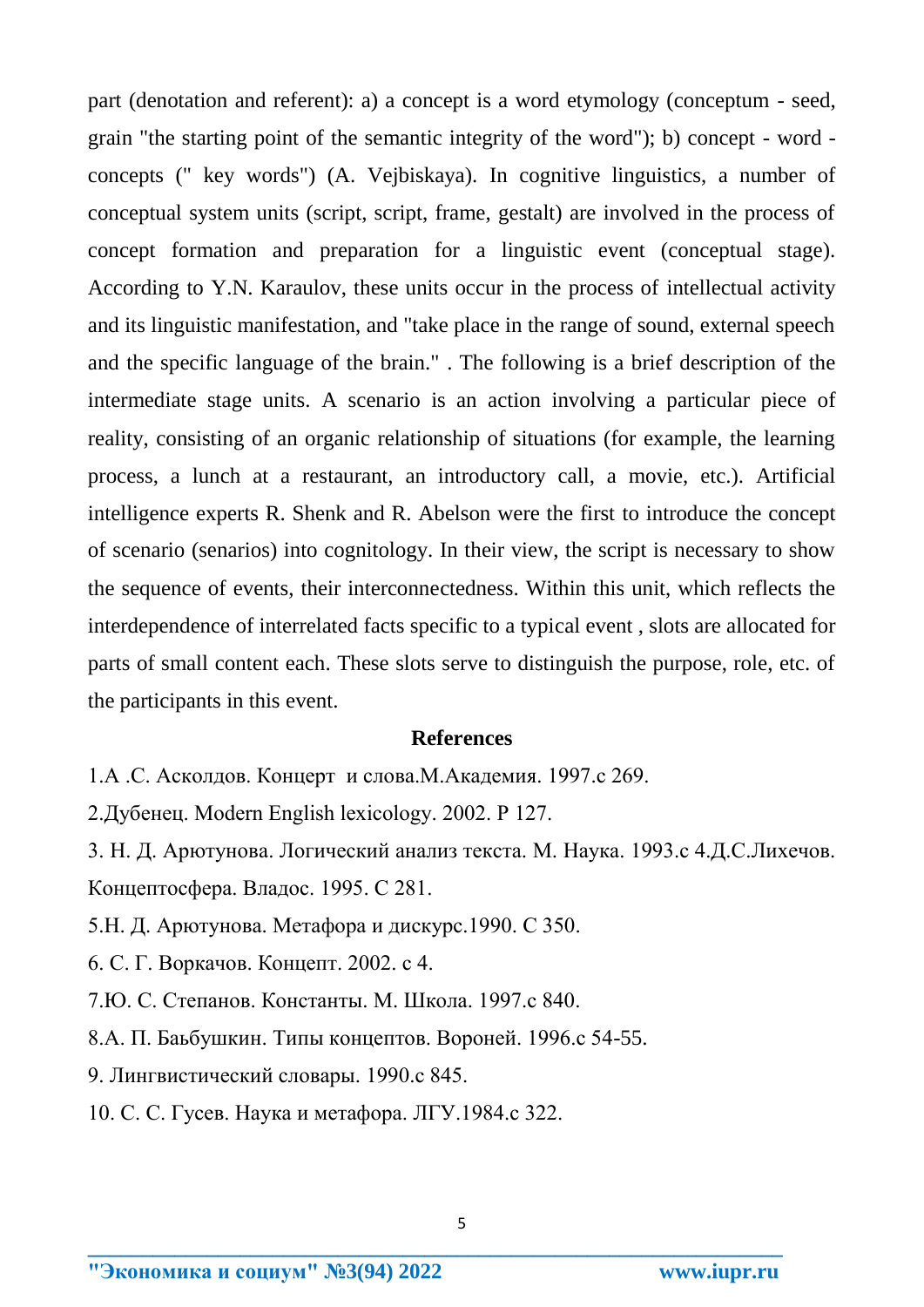part (denotation and referent): a) a concept is a word etymology (conceptum - seed, grain "the starting point of the semantic integrity of the word"); b) concept - word - concepts (" key words") (A. Vejbiskaya). In cognitive linguistics, a number of conceptual system units (script, script, frame, gestalt) are involved in the process of concept formation and preparation for a linguistic event (conceptual stage). According to Y.N. Karaulov, these units occur in the process of intellectual activity and its linguistic manifestation, and "take place in the range of sound, external speech and the specific language of the brain." . The following is a brief description of the intermediate stage units. A scenario is an action involving a particular piece of reality, consisting of an organic relationship of situations (for example, the learning process, a lunch at a restaurant, an introductory call, a movie, etc.). Artificial intelligence experts R. Shenk and R. Abelson were the first to introduce the concept of scenario (senarios) into cognitology. In their view, the script is necessary to show the sequence of events, their interconnectedness. Within this unit, which reflects the interdependence of interrelated facts specific to a typical event , slots are allocated for parts of small content each. These slots serve to distinguish the purpose, role, etc. of the participants in this event.

## References

1.А .С. Асколдов. Концерт  и слова.М.Академия. 1997.с 269.

2.Дубенец. Modern English lexicology. 2002. P 127.

3. Н. Д. Арютунова. Логический анализ текста. М. Наука. 1993.с 4.Д.С.Лихечов. Концептосфера. Владос. 1995. С 281.

5.Н. Д. Арютунова. Метафора и дискурс.1990. С 350.

6. С. Г. Воркачов. Концепт. 2002. с 4.

7.Ю. С. Степанов. Константы. М. Школа. 1997.с 840.

8.А. П. Баьбушкин. Типы концептов. Вороней. 1996.с 54-55.

9. Лингвистический словары. 1990.с 845.

10. С. С. Гусев. Наука и метафора. ЛГУ.1984.с 322.